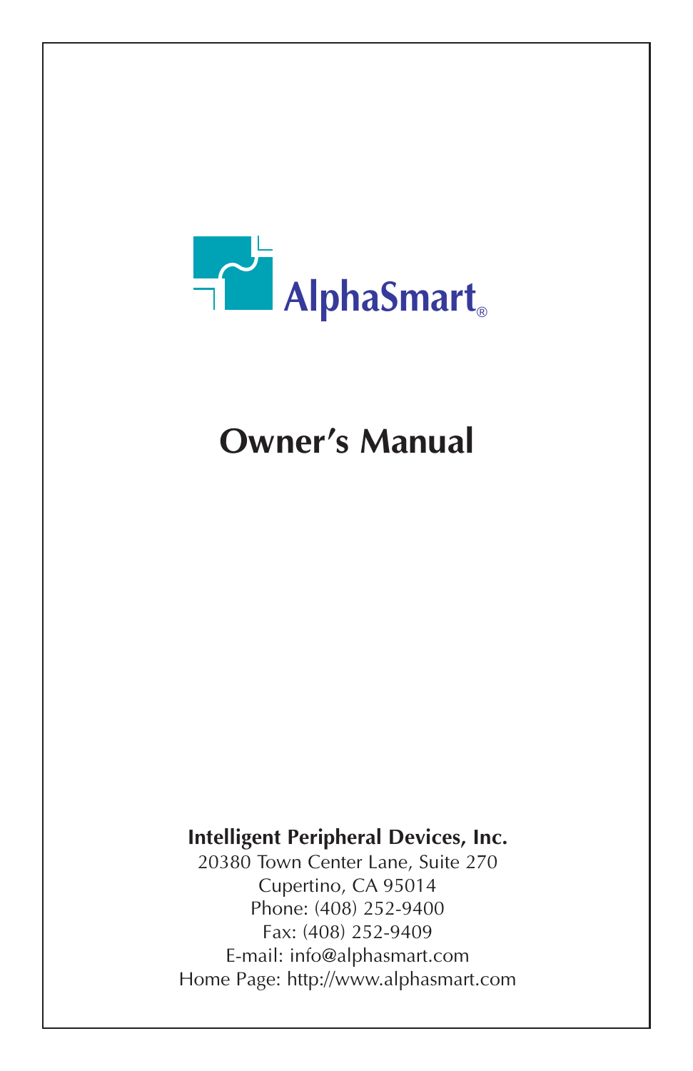AlphaSmart®

# Owner's Manual

**Intelligent Peripheral Devices, Inc.**
20380 Town Center Lane, Suite 270
Cupertino, CA 95014
Phone: (408) 252-9400
Fax: (408) 252-9409
E-mail: info@alphasmart.com
Home Page: http://www.alphasmart.com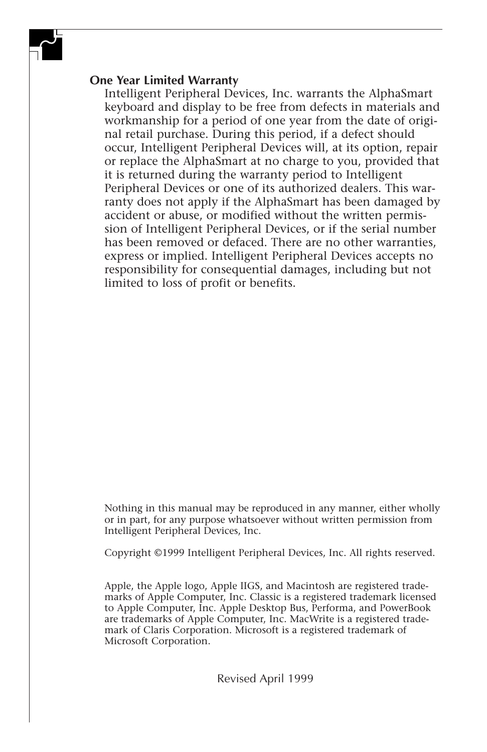### One Year Limited Warranty

Intelligent Peripheral Devices, Inc. warrants the AlphaSmart keyboard and display to be free from defects in materials and workmanship for a period of one year from the date of original retail purchase. During this period, if a defect should occur, Intelligent Peripheral Devices will, at its option, repair or replace the AlphaSmart at no charge to you, provided that it is returned during the warranty period to Intelligent Peripheral Devices or one of its authorized dealers. This warranty does not apply if the AlphaSmart has been damaged by accident or abuse, or modified without the written permission of Intelligent Peripheral Devices, or if the serial number has been removed or defaced. There are no other warranties, express or implied. Intelligent Peripheral Devices accepts no responsibility for consequential damages, including but not limited to loss of profit or benefits.

Nothing in this manual may be reproduced in any manner, either wholly or in part, for any purpose whatsoever without written permission from Intelligent Peripheral Devices, Inc.

Copyright ©1999 Intelligent Peripheral Devices, Inc. All rights reserved.

Apple, the Apple logo, Apple IIGS, and Macintosh are registered trademarks of Apple Computer, Inc. Classic is a registered trademark licensed to Apple Computer, Inc. Apple Desktop Bus, Performa, and PowerBook are trademarks of Apple Computer, Inc. MacWrite is a registered trademark of Claris Corporation. Microsoft is a registered trademark of Microsoft Corporation.

Revised April 1999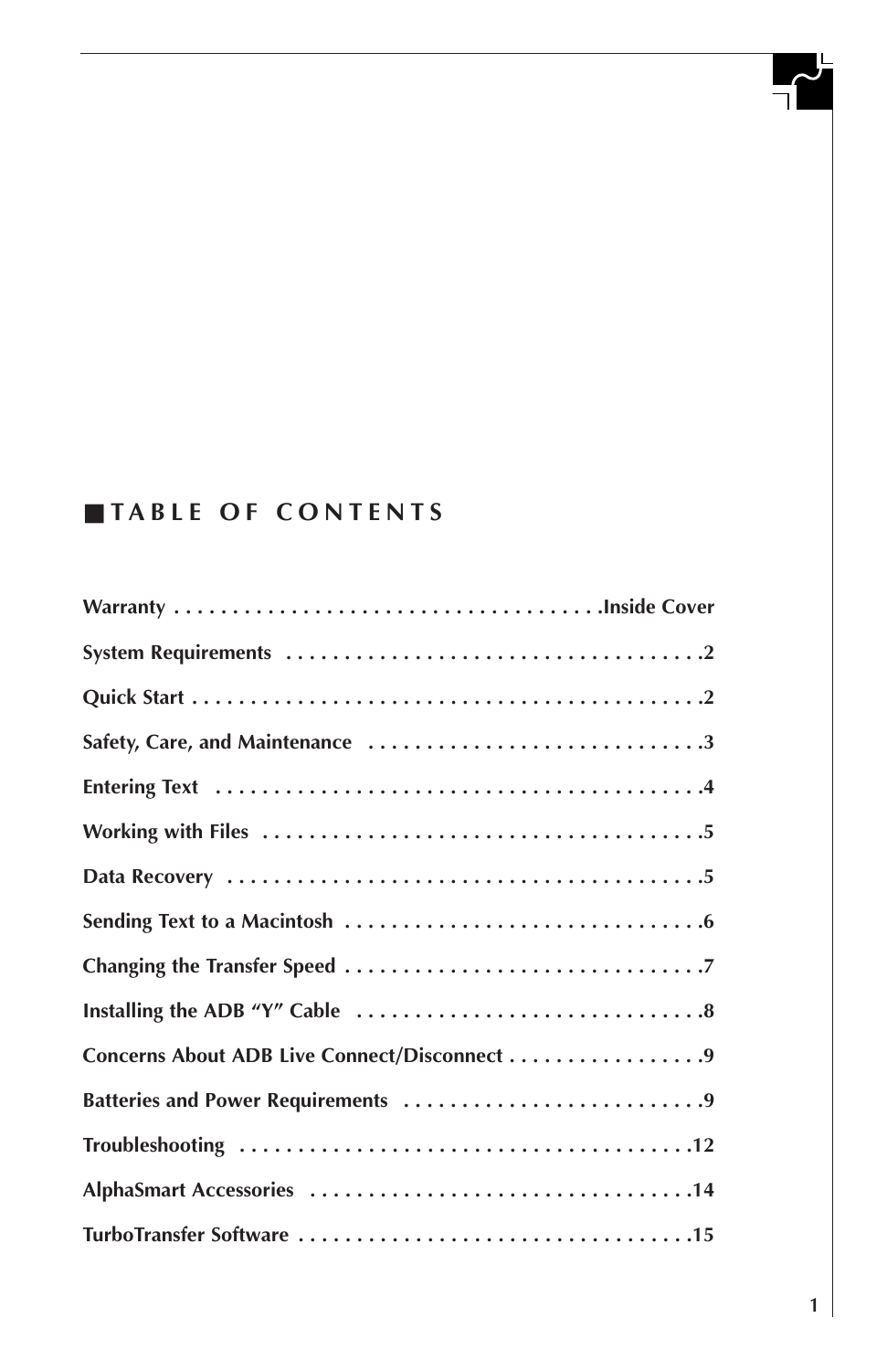## ■ TABLE OF CONTENTS

| | |
|---|---|
| **Warranty** | **Inside Cover** |
| **System Requirements** | **2** |
| **Quick Start** | **2** |
| **Safety, Care, and Maintenance** | **3** |
| **Entering Text** | **4** |
| **Working with Files** | **5** |
| **Data Recovery** | **5** |
| **Sending Text to a Macintosh** | **6** |
| **Changing the Transfer Speed** | **7** |
| **Installing the ADB "Y" Cable** | **8** |
| **Concerns About ADB Live Connect/Disconnect** | **9** |
| **Batteries and Power Requirements** | **9** |
| **Troubleshooting** | **12** |
| **AlphaSmart Accessories** | **14** |
| **TurboTransfer Software** | **15** |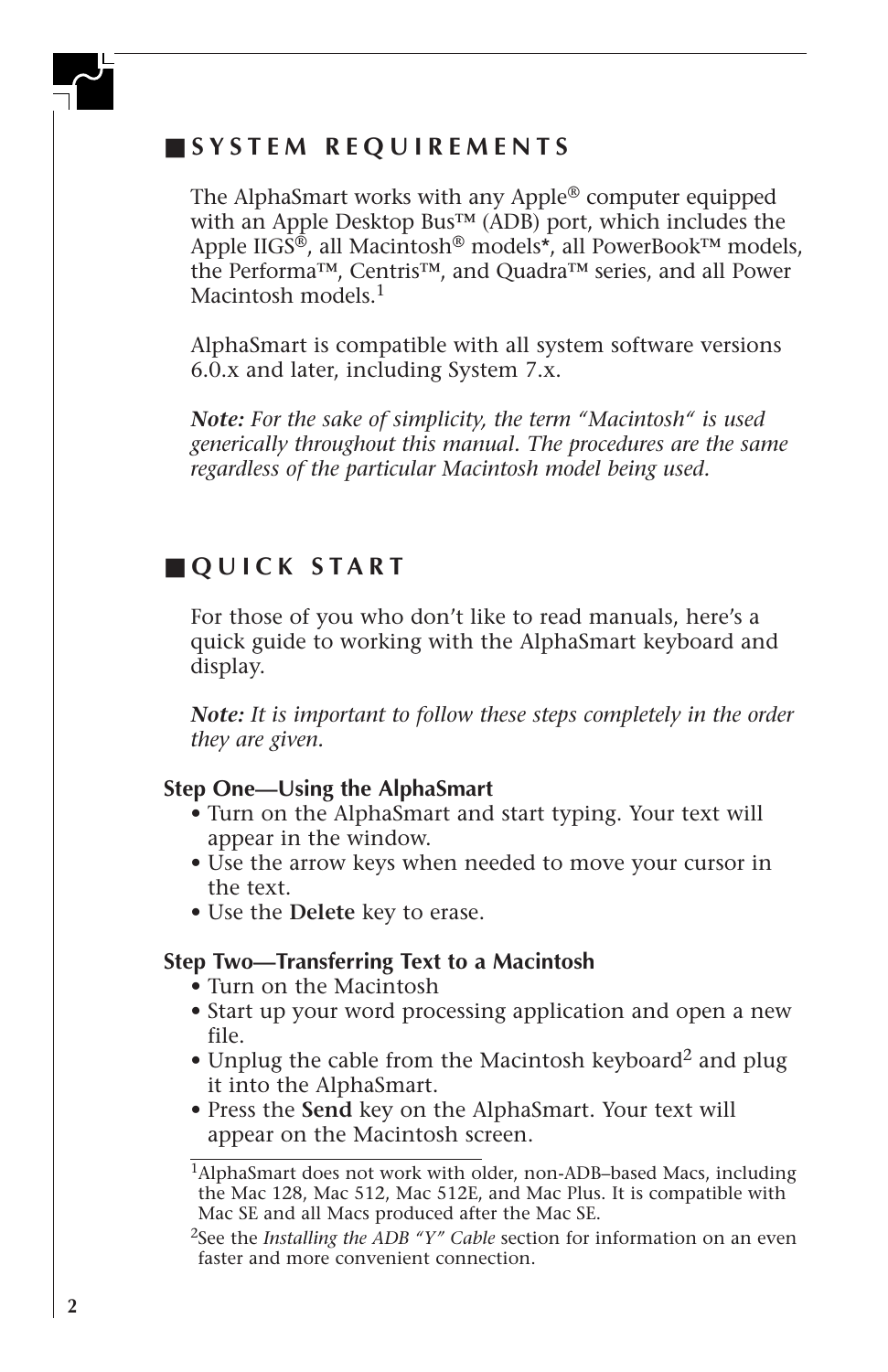## ■ SYSTEM REQUIREMENTS

The AlphaSmart works with any Apple® computer equipped with an Apple Desktop Bus™ (ADB) port, which includes the Apple IIGS®, all Macintosh® models*, all PowerBook™ models, the Performa™, Centris™, and Quadra™ series, and all Power Macintosh models.[1]

AlphaSmart is compatible with all system software versions 6.0.x and later, including System 7.x.

***Note:*** *For the sake of simplicity, the term "Macintosh" is used generically throughout this manual. The procedures are the same regardless of the particular Macintosh model being used.*

## ■ QUICK START

For those of you who don't like to read manuals, here's a quick guide to working with the AlphaSmart keyboard and display.

***Note:*** *It is important to follow these steps completely in the order they are given.*

**Step One—Using the AlphaSmart**

- Turn on the AlphaSmart and start typing. Your text will appear in the window.
- Use the arrow keys when needed to move your cursor in the text.
- Use the **Delete** key to erase.

**Step Two—Transferring Text to a Macintosh**

- Turn on the Macintosh
- Start up your word processing application and open a new file.
- Unplug the cable from the Macintosh keyboard[2] and plug it into the AlphaSmart.
- Press the **Send** key on the AlphaSmart. Your text will appear on the Macintosh screen.

---

[1] AlphaSmart does not work with older, non-ADB–based Macs, including the Mac 128, Mac 512, Mac 512E, and Mac Plus. It is compatible with Mac SE and all Macs produced after the Mac SE.

[2] See the *Installing the ADB "Y" Cable* section for information on an even faster and more convenient connection.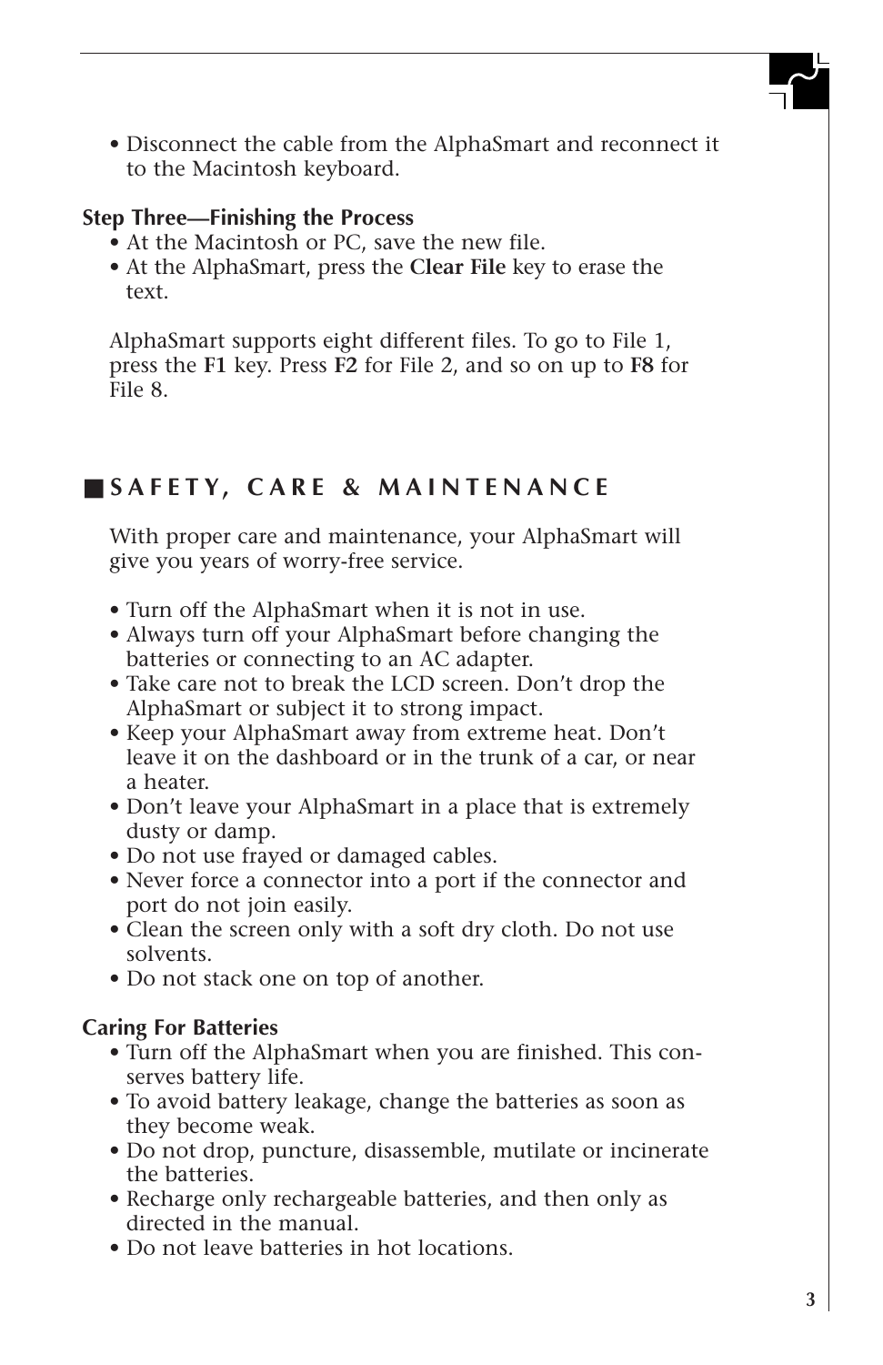- Disconnect the cable from the AlphaSmart and reconnect it to the Macintosh keyboard.

### Step Three—Finishing the Process

- At the Macintosh or PC, save the new file.
- At the AlphaSmart, press the **Clear File** key to erase the text.

AlphaSmart supports eight different files. To go to File 1, press the **F1** key. Press **F2** for File 2, and so on up to **F8** for File 8.

## SAFETY, CARE & MAINTENANCE

With proper care and maintenance, your AlphaSmart will give you years of worry-free service.

- Turn off the AlphaSmart when it is not in use.
- Always turn off your AlphaSmart before changing the batteries or connecting to an AC adapter.
- Take care not to break the LCD screen. Don't drop the AlphaSmart or subject it to strong impact.
- Keep your AlphaSmart away from extreme heat. Don't leave it on the dashboard or in the trunk of a car, or near a heater.
- Don't leave your AlphaSmart in a place that is extremely dusty or damp.
- Do not use frayed or damaged cables.
- Never force a connector into a port if the connector and port do not join easily.
- Clean the screen only with a soft dry cloth. Do not use solvents.
- Do not stack one on top of another.

### Caring For Batteries

- Turn off the AlphaSmart when you are finished. This conserves battery life.
- To avoid battery leakage, change the batteries as soon as they become weak.
- Do not drop, puncture, disassemble, mutilate or incinerate the batteries.
- Recharge only rechargeable batteries, and then only as directed in the manual.
- Do not leave batteries in hot locations.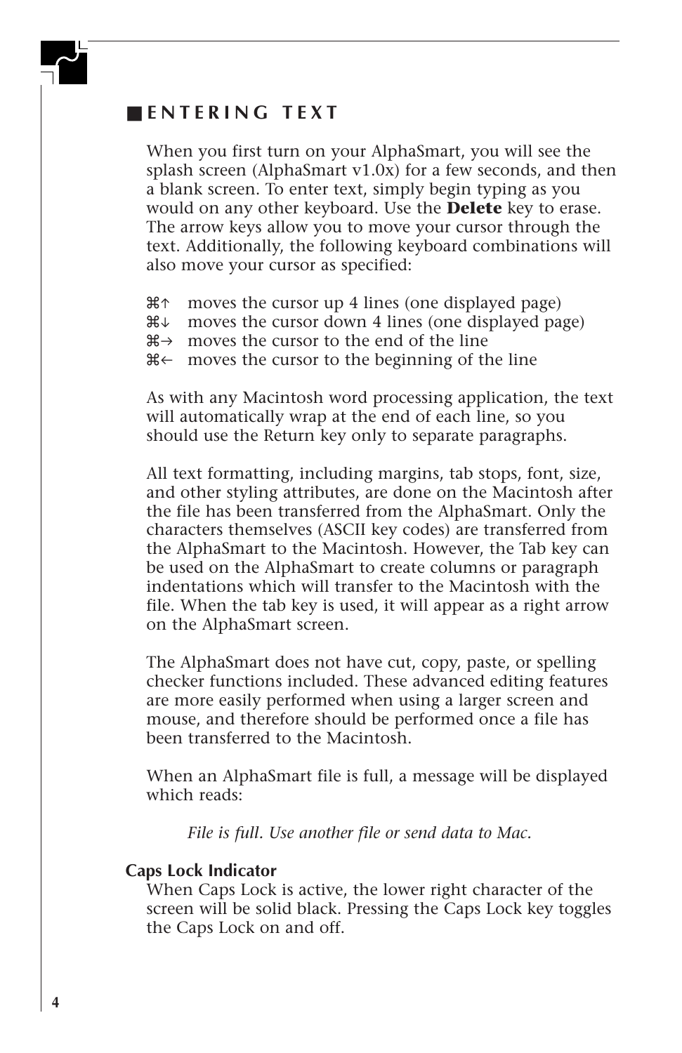## ENTERING TEXT

When you first turn on your AlphaSmart, you will see the splash screen (AlphaSmart v1.0x) for a few seconds, and then a blank screen. To enter text, simply begin typing as you would on any other keyboard. Use the **Delete** key to erase. The arrow keys allow you to move your cursor through the text. Additionally, the following keyboard combinations will also move your cursor as specified:

⌘↑ moves the cursor up 4 lines (one displayed page)
⌘↓ moves the cursor down 4 lines (one displayed page)
⌘→ moves the cursor to the end of the line
⌘← moves the cursor to the beginning of the line

As with any Macintosh word processing application, the text will automatically wrap at the end of each line, so you should use the Return key only to separate paragraphs.

All text formatting, including margins, tab stops, font, size, and other styling attributes, are done on the Macintosh after the file has been transferred from the AlphaSmart. Only the characters themselves (ASCII key codes) are transferred from the AlphaSmart to the Macintosh. However, the Tab key can be used on the AlphaSmart to create columns or paragraph indentations which will transfer to the Macintosh with the file. When the tab key is used, it will appear as a right arrow on the AlphaSmart screen.

The AlphaSmart does not have cut, copy, paste, or spelling checker functions included. These advanced editing features are more easily performed when using a larger screen and mouse, and therefore should be performed once a file has been transferred to the Macintosh.

When an AlphaSmart file is full, a message will be displayed which reads:

*File is full. Use another file or send data to Mac.*

### Caps Lock Indicator

When Caps Lock is active, the lower right character of the screen will be solid black. Pressing the Caps Lock key toggles the Caps Lock on and off.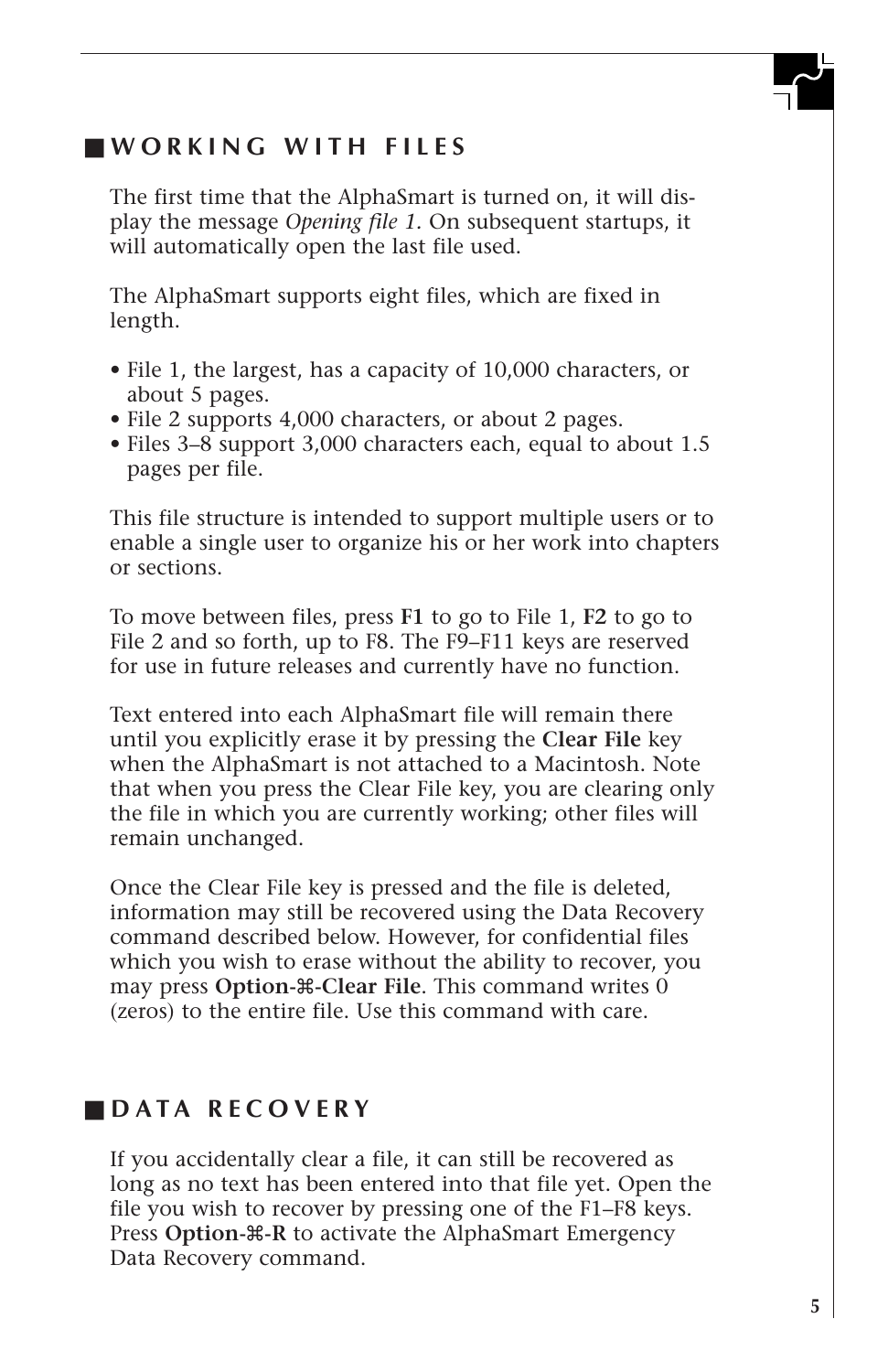## ■ WORKING WITH FILES

The first time that the AlphaSmart is turned on, it will display the message *Opening file 1*. On subsequent startups, it will automatically open the last file used.

The AlphaSmart supports eight files, which are fixed in length.

- File 1, the largest, has a capacity of 10,000 characters, or about 5 pages.
- File 2 supports 4,000 characters, or about 2 pages.
- Files 3–8 support 3,000 characters each, equal to about 1.5 pages per file.

This file structure is intended to support multiple users or to enable a single user to organize his or her work into chapters or sections.

To move between files, press **F1** to go to File 1, **F2** to go to File 2 and so forth, up to F8. The F9–F11 keys are reserved for use in future releases and currently have no function.

Text entered into each AlphaSmart file will remain there until you explicitly erase it by pressing the **Clear File** key when the AlphaSmart is not attached to a Macintosh. Note that when you press the Clear File key, you are clearing only the file in which you are currently working; other files will remain unchanged.

Once the Clear File key is pressed and the file is deleted, information may still be recovered using the Data Recovery command described below. However, for confidential files which you wish to erase without the ability to recover, you may press **Option-⌘-Clear File**. This command writes 0 (zeros) to the entire file. Use this command with care.

## ■ DATA RECOVERY

If you accidentally clear a file, it can still be recovered as long as no text has been entered into that file yet. Open the file you wish to recover by pressing one of the F1–F8 keys. Press **Option-⌘-R** to activate the AlphaSmart Emergency Data Recovery command.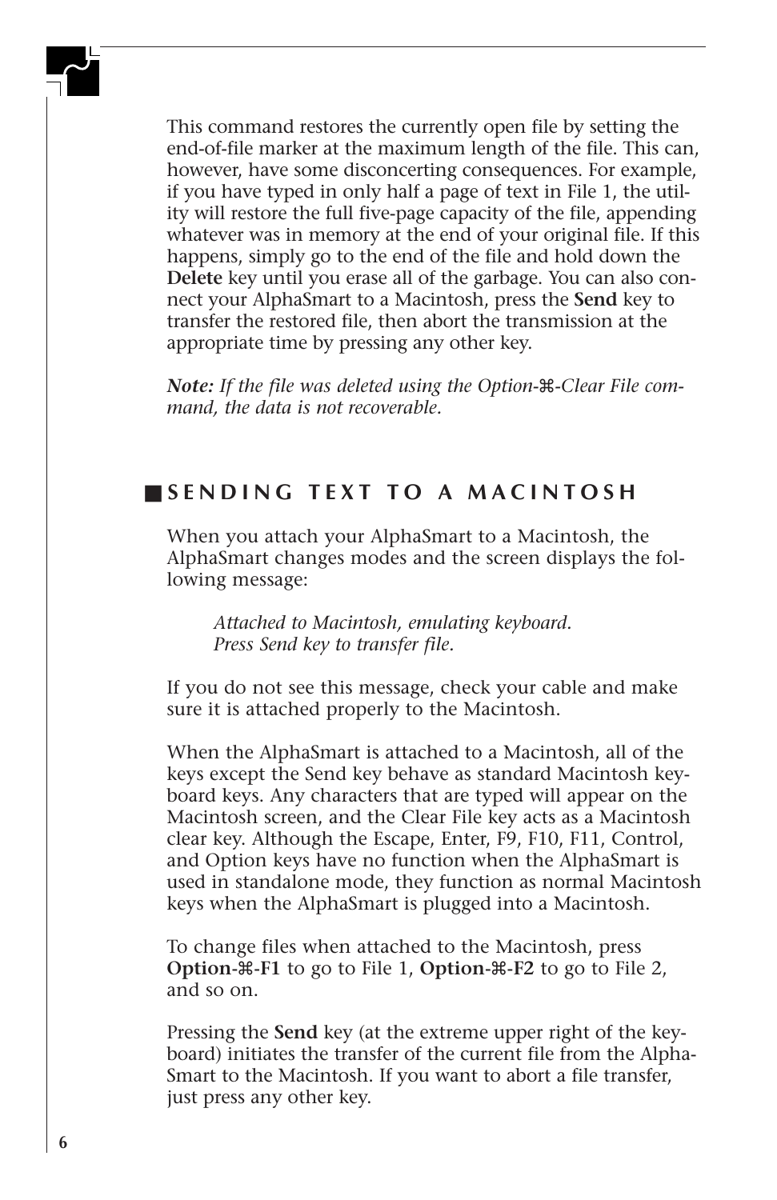This command restores the currently open file by setting the end-of-file marker at the maximum length of the file. This can, however, have some disconcerting consequences. For example, if you have typed in only half a page of text in File 1, the utility will restore the full five-page capacity of the file, appending whatever was in memory at the end of your original file. If this happens, simply go to the end of the file and hold down the **Delete** key until you erase all of the garbage. You can also connect your AlphaSmart to a Macintosh, press the **Send** key to transfer the restored file, then abort the transmission at the appropriate time by pressing any other key.

***Note:*** *If the file was deleted using the Option-⌘-Clear File command, the data is not recoverable.*

## SENDING TEXT TO A MACINTOSH

When you attach your AlphaSmart to a Macintosh, the AlphaSmart changes modes and the screen displays the following message:

> *Attached to Macintosh, emulating keyboard.*
> *Press Send key to transfer file.*

If you do not see this message, check your cable and make sure it is attached properly to the Macintosh.

When the AlphaSmart is attached to a Macintosh, all of the keys except the Send key behave as standard Macintosh keyboard keys. Any characters that are typed will appear on the Macintosh screen, and the Clear File key acts as a Macintosh clear key. Although the Escape, Enter, F9, F10, F11, Control, and Option keys have no function when the AlphaSmart is used in standalone mode, they function as normal Macintosh keys when the AlphaSmart is plugged into a Macintosh.

To change files when attached to the Macintosh, press **Option-⌘-F1** to go to File 1, **Option-⌘-F2** to go to File 2, and so on.

Pressing the **Send** key (at the extreme upper right of the keyboard) initiates the transfer of the current file from the AlphaSmart to the Macintosh. If you want to abort a file transfer, just press any other key.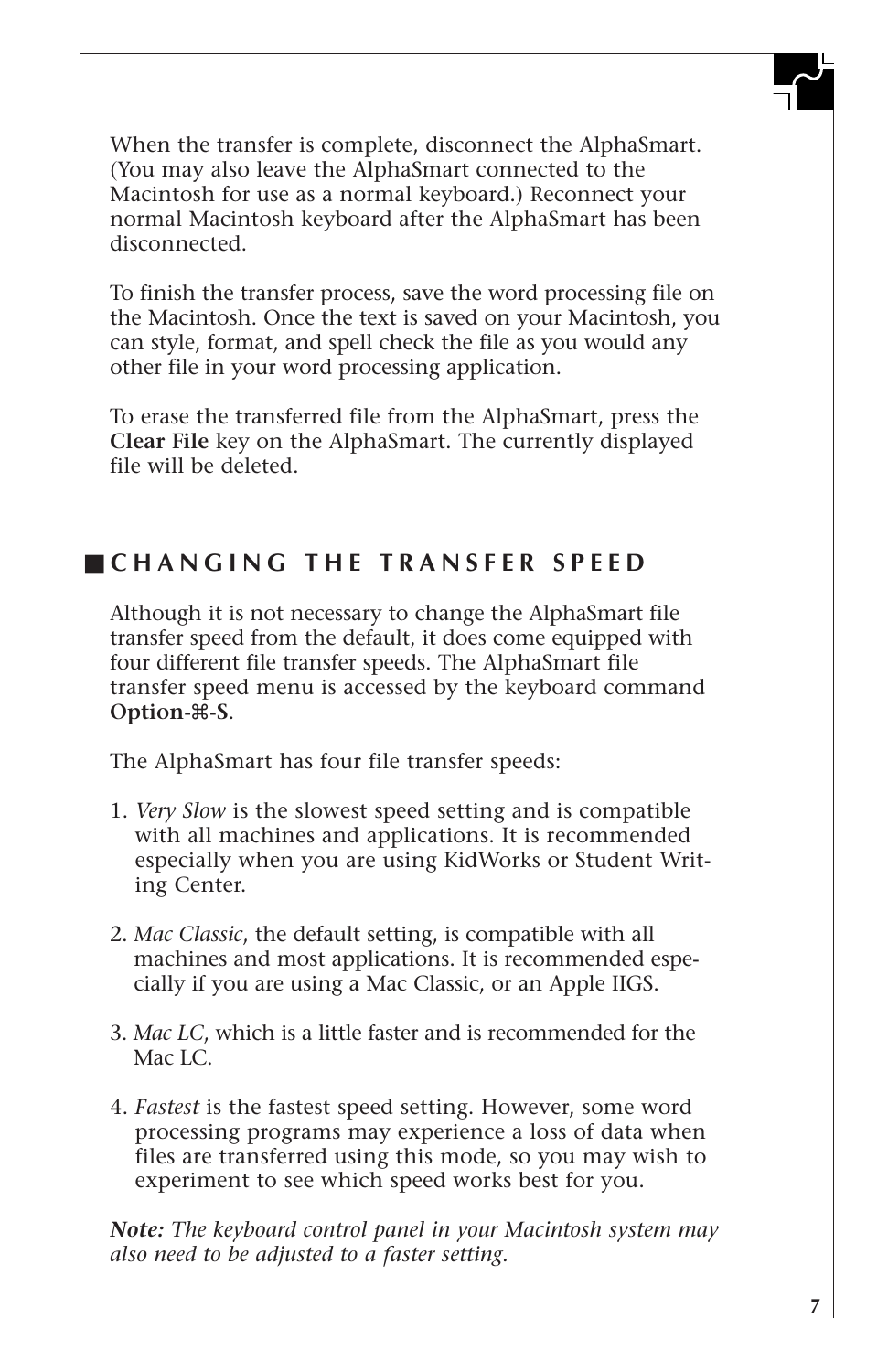When the transfer is complete, disconnect the AlphaSmart. (You may also leave the AlphaSmart connected to the Macintosh for use as a normal keyboard.) Reconnect your normal Macintosh keyboard after the AlphaSmart has been disconnected.

To finish the transfer process, save the word processing file on the Macintosh. Once the text is saved on your Macintosh, you can style, format, and spell check the file as you would any other file in your word processing application.

To erase the transferred file from the AlphaSmart, press the **Clear File** key on the AlphaSmart. The currently displayed file will be deleted.

## CHANGING THE TRANSFER SPEED

Although it is not necessary to change the AlphaSmart file transfer speed from the default, it does come equipped with four different file transfer speeds. The AlphaSmart file transfer speed menu is accessed by the keyboard command **Option-⌘-S**.

The AlphaSmart has four file transfer speeds:

1. *Very Slow* is the slowest speed setting and is compatible with all machines and applications. It is recommended especially when you are using KidWorks or Student Writing Center.

2. *Mac Classic*, the default setting, is compatible with all machines and most applications. It is recommended especially if you are using a Mac Classic, or an Apple IIGS.

3. *Mac LC*, which is a little faster and is recommended for the Mac LC.

4. *Fastest* is the fastest speed setting. However, some word processing programs may experience a loss of data when files are transferred using this mode, so you may wish to experiment to see which speed works best for you.

***Note:*** *The keyboard control panel in your Macintosh system may also need to be adjusted to a faster setting.*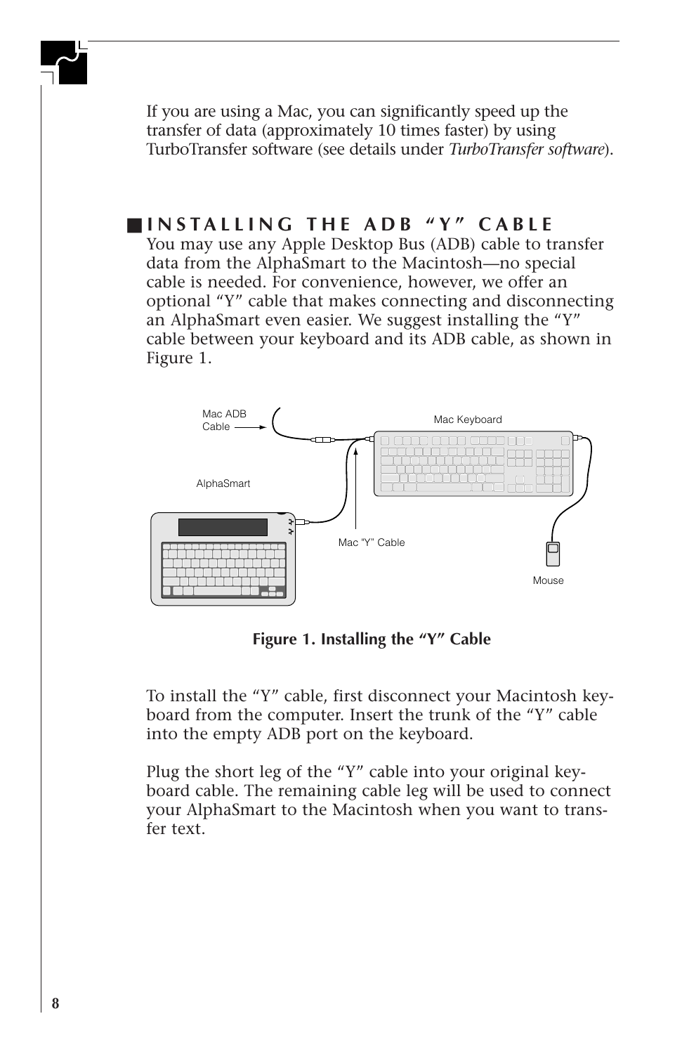If you are using a Mac, you can significantly speed up the transfer of data (approximately 10 times faster) by using TurboTransfer software (see details under *TurboTransfer software*).

## INSTALLING THE ADB "Y" CABLE

You may use any Apple Desktop Bus (ADB) cable to transfer data from the AlphaSmart to the Macintosh—no special cable is needed. For convenience, however, we offer an optional "Y" cable that makes connecting and disconnecting an AlphaSmart even easier. We suggest installing the "Y" cable between your keyboard and its ADB cable, as shown in Figure 1.

**Figure 1. Installing the "Y" Cable**

To install the "Y" cable, first disconnect your Macintosh keyboard from the computer. Insert the trunk of the "Y" cable into the empty ADB port on the keyboard.

Plug the short leg of the "Y" cable into your original keyboard cable. The remaining cable leg will be used to connect your AlphaSmart to the Macintosh when you want to transfer text.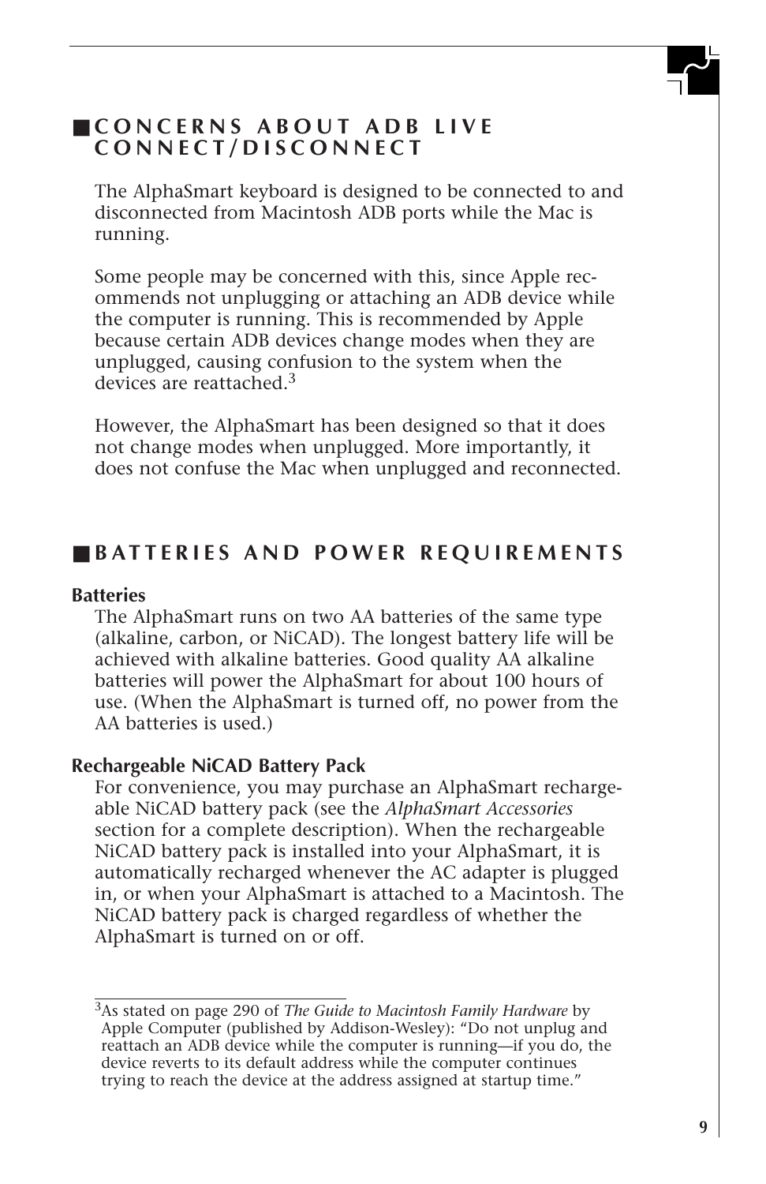## CONCERNS ABOUT ADB LIVE CONNECT/DISCONNECT

The AlphaSmart keyboard is designed to be connected to and disconnected from Macintosh ADB ports while the Mac is running.

Some people may be concerned with this, since Apple recommends not unplugging or attaching an ADB device while the computer is running. This is recommended by Apple because certain ADB devices change modes when they are unplugged, causing confusion to the system when the devices are reattached.[3]

However, the AlphaSmart has been designed so that it does not change modes when unplugged. More importantly, it does not confuse the Mac when unplugged and reconnected.

## BATTERIES AND POWER REQUIREMENTS

**Batteries**

The AlphaSmart runs on two AA batteries of the same type (alkaline, carbon, or NiCAD). The longest battery life will be achieved with alkaline batteries. Good quality AA alkaline batteries will power the AlphaSmart for about 100 hours of use. (When the AlphaSmart is turned off, no power from the AA batteries is used.)

**Rechargeable NiCAD Battery Pack**

For convenience, you may purchase an AlphaSmart rechargeable NiCAD battery pack (see the *AlphaSmart Accessories* section for a complete description). When the rechargeable NiCAD battery pack is installed into your AlphaSmart, it is automatically recharged whenever the AC adapter is plugged in, or when your AlphaSmart is attached to a Macintosh. The NiCAD battery pack is charged regardless of whether the AlphaSmart is turned on or off.

---

[3]As stated on page 290 of *The Guide to Macintosh Family Hardware* by Apple Computer (published by Addison-Wesley): "Do not unplug and reattach an ADB device while the computer is running—if you do, the device reverts to its default address while the computer continues trying to reach the device at the address assigned at startup time."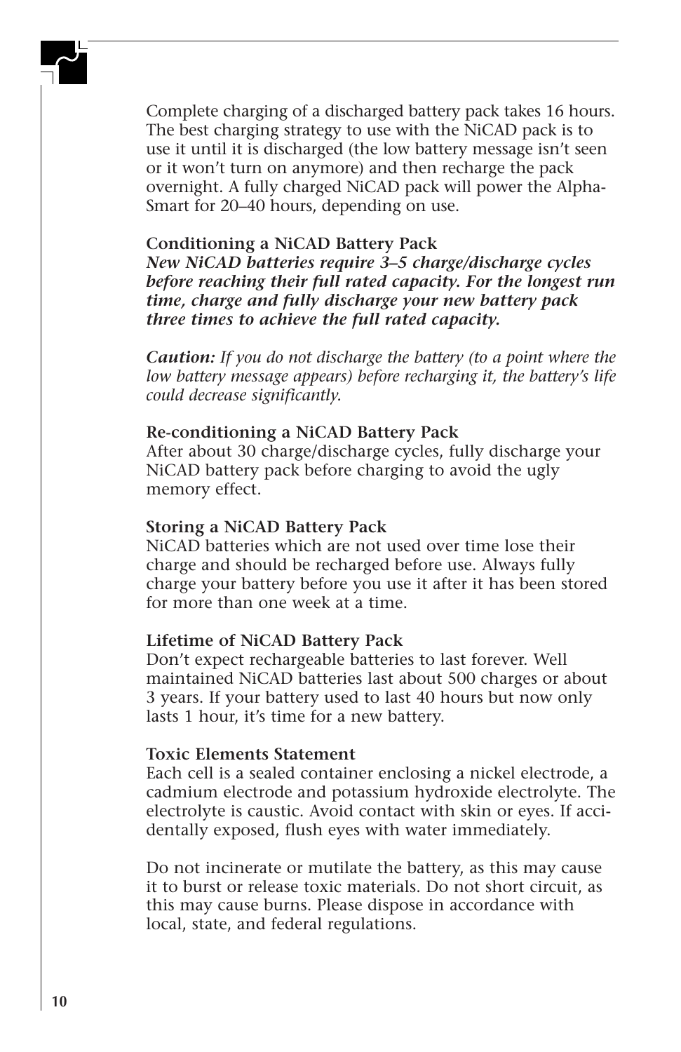Complete charging of a discharged battery pack takes 16 hours. The best charging strategy to use with the NiCAD pack is to use it until it is discharged (the low battery message isn't seen or it won't turn on anymore) and then recharge the pack overnight. A fully charged NiCAD pack will power the AlphaSmart for 20–40 hours, depending on use.

**Conditioning a NiCAD Battery Pack**
***New NiCAD batteries require 3–5 charge/discharge cycles before reaching their full rated capacity. For the longest run time, charge and fully discharge your new battery pack three times to achieve the full rated capacity.***

***Caution:*** *If you do not discharge the battery (to a point where the low battery message appears) before recharging it, the battery's life could decrease significantly.*

**Re-conditioning a NiCAD Battery Pack**
After about 30 charge/discharge cycles, fully discharge your NiCAD battery pack before charging to avoid the ugly memory effect.

**Storing a NiCAD Battery Pack**
NiCAD batteries which are not used over time lose their charge and should be recharged before use. Always fully charge your battery before you use it after it has been stored for more than one week at a time.

**Lifetime of NiCAD Battery Pack**
Don't expect rechargeable batteries to last forever. Well maintained NiCAD batteries last about 500 charges or about 3 years. If your battery used to last 40 hours but now only lasts 1 hour, it's time for a new battery.

**Toxic Elements Statement**
Each cell is a sealed container enclosing a nickel electrode, a cadmium electrode and potassium hydroxide electrolyte. The electrolyte is caustic. Avoid contact with skin or eyes. If accidentally exposed, flush eyes with water immediately.

Do not incinerate or mutilate the battery, as this may cause it to burst or release toxic materials. Do not short circuit, as this may cause burns. Please dispose in accordance with local, state, and federal regulations.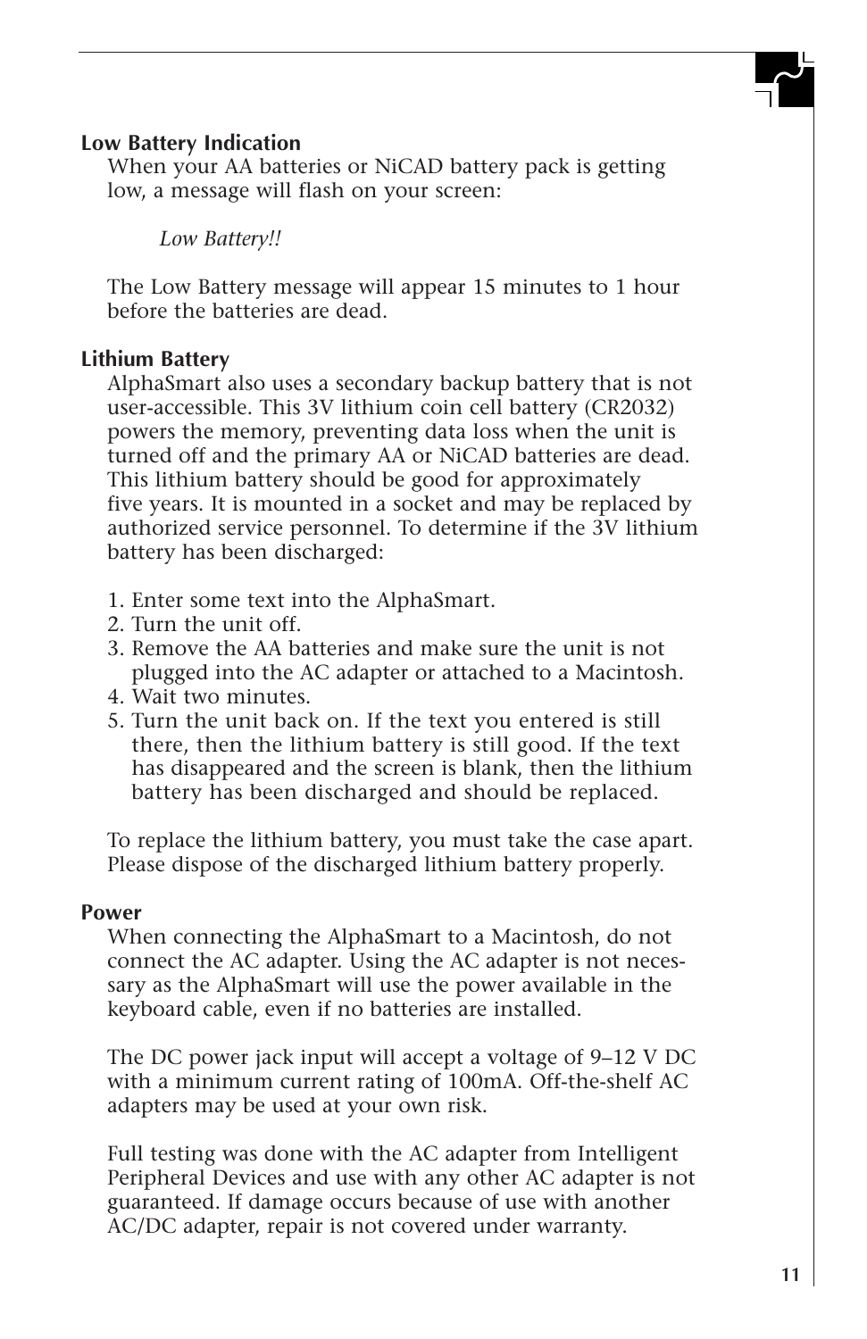### Low Battery Indication

When your AA batteries or NiCAD battery pack is getting low, a message will flash on your screen:

*Low Battery!!*

The Low Battery message will appear 15 minutes to 1 hour before the batteries are dead.

### Lithium Battery

AlphaSmart also uses a secondary backup battery that is not user-accessible. This 3V lithium coin cell battery (CR2032) powers the memory, preventing data loss when the unit is turned off and the primary AA or NiCAD batteries are dead. This lithium battery should be good for approximately five years. It is mounted in a socket and may be replaced by authorized service personnel. To determine if the 3V lithium battery has been discharged:

1. Enter some text into the AlphaSmart.
2. Turn the unit off.
3. Remove the AA batteries and make sure the unit is not plugged into the AC adapter or attached to a Macintosh.
4. Wait two minutes.
5. Turn the unit back on. If the text you entered is still there, then the lithium battery is still good. If the text has disappeared and the screen is blank, then the lithium battery has been discharged and should be replaced.

To replace the lithium battery, you must take the case apart. Please dispose of the discharged lithium battery properly.

### Power

When connecting the AlphaSmart to a Macintosh, do not connect the AC adapter. Using the AC adapter is not necessary as the AlphaSmart will use the power available in the keyboard cable, even if no batteries are installed.

The DC power jack input will accept a voltage of 9–12 V DC with a minimum current rating of 100mA. Off-the-shelf AC adapters may be used at your own risk.

Full testing was done with the AC adapter from Intelligent Peripheral Devices and use with any other AC adapter is not guaranteed. If damage occurs because of use with another AC/DC adapter, repair is not covered under warranty.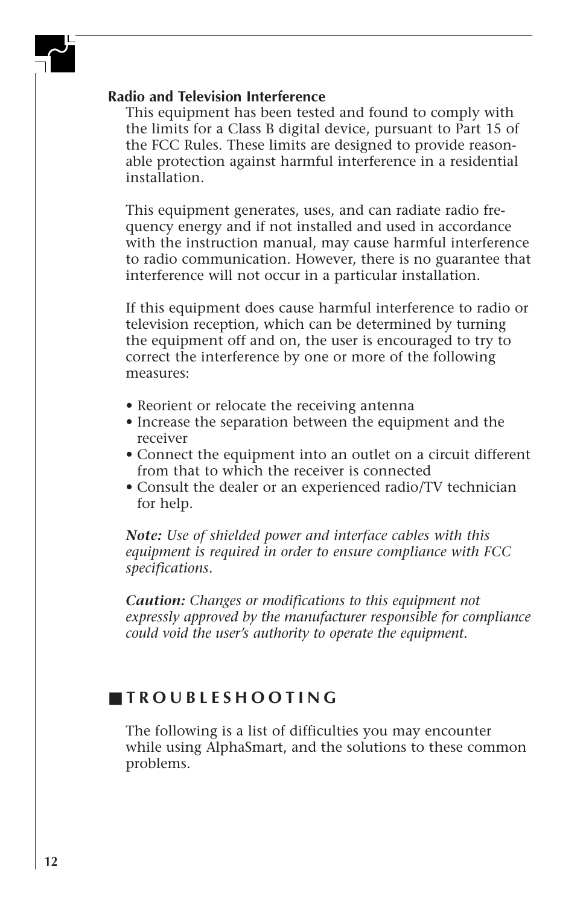### Radio and Television Interference

This equipment has been tested and found to comply with the limits for a Class B digital device, pursuant to Part 15 of the FCC Rules. These limits are designed to provide reasonable protection against harmful interference in a residential installation.

This equipment generates, uses, and can radiate radio frequency energy and if not installed and used in accordance with the instruction manual, may cause harmful interference to radio communication. However, there is no guarantee that interference will not occur in a particular installation.

If this equipment does cause harmful interference to radio or television reception, which can be determined by turning the equipment off and on, the user is encouraged to try to correct the interference by one or more of the following measures:

- Reorient or relocate the receiving antenna
- Increase the separation between the equipment and the receiver
- Connect the equipment into an outlet on a circuit different from that to which the receiver is connected
- Consult the dealer or an experienced radio/TV technician for help.

***Note:*** *Use of shielded power and interface cables with this equipment is required in order to ensure compliance with FCC specifications.*

***Caution:*** *Changes or modifications to this equipment not expressly approved by the manufacturer responsible for compliance could void the user's authority to operate the equipment.*

## ■ TROUBLESHOOTING

The following is a list of difficulties you may encounter while using AlphaSmart, and the solutions to these common problems.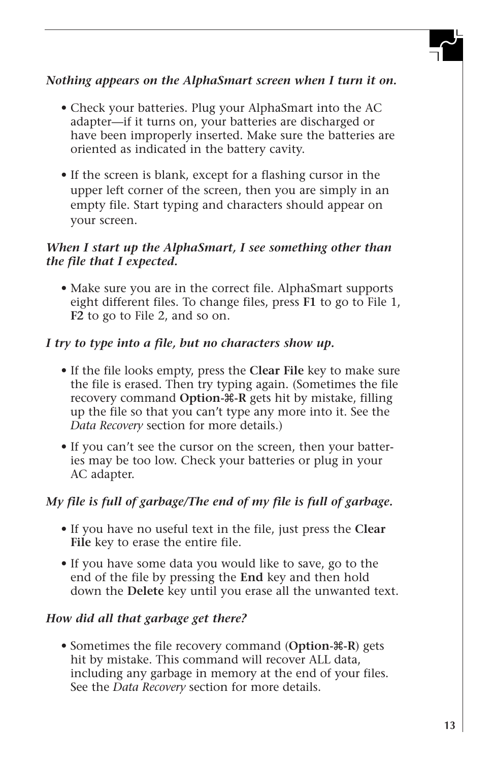*Nothing appears on the AlphaSmart screen when I turn it on.*

- Check your batteries. Plug your AlphaSmart into the AC adapter—if it turns on, your batteries are discharged or have been improperly inserted. Make sure the batteries are oriented as indicated in the battery cavity.

- If the screen is blank, except for a flashing cursor in the upper left corner of the screen, then you are simply in an empty file. Start typing and characters should appear on your screen.

*When I start up the AlphaSmart, I see something other than the file that I expected.*

- Make sure you are in the correct file. AlphaSmart supports eight different files. To change files, press **F1** to go to File 1, **F2** to go to File 2, and so on.

*I try to type into a file, but no characters show up.*

- If the file looks empty, press the **Clear File** key to make sure the file is erased. Then try typing again. (Sometimes the file recovery command **Option-⌘-R** gets hit by mistake, filling up the file so that you can't type any more into it. See the *Data Recovery* section for more details.)

- If you can't see the cursor on the screen, then your batteries may be too low. Check your batteries or plug in your AC adapter.

*My file is full of garbage/The end of my file is full of garbage.*

- If you have no useful text in the file, just press the **Clear File** key to erase the entire file.

- If you have some data you would like to save, go to the end of the file by pressing the **End** key and then hold down the **Delete** key until you erase all the unwanted text.

*How did all that garbage get there?*

- Sometimes the file recovery command (**Option-⌘-R**) gets hit by mistake. This command will recover ALL data, including any garbage in memory at the end of your files. See the *Data Recovery* section for more details.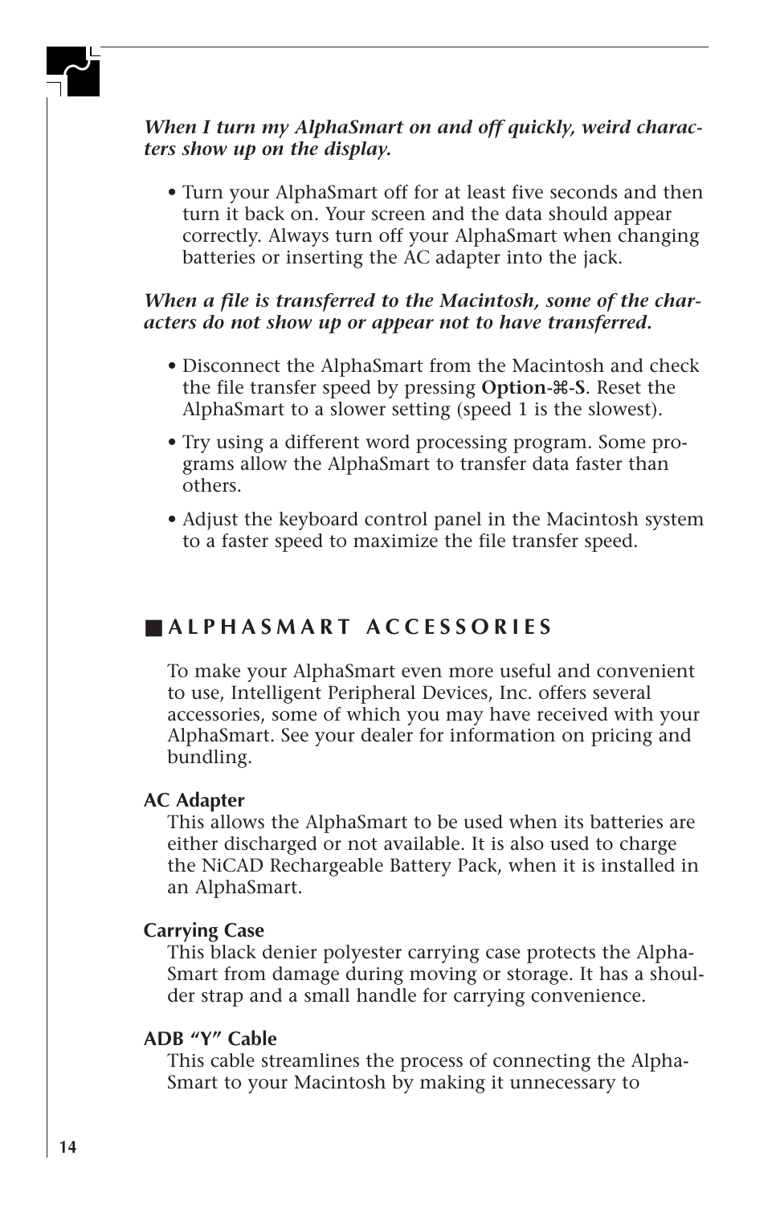***When I turn my AlphaSmart on and off quickly, weird characters show up on the display.***

- Turn your AlphaSmart off for at least five seconds and then turn it back on. Your screen and the data should appear correctly. Always turn off your AlphaSmart when changing batteries or inserting the AC adapter into the jack.

***When a file is transferred to the Macintosh, some of the characters do not show up or appear not to have transferred.***

- Disconnect the AlphaSmart from the Macintosh and check the file transfer speed by pressing **Option-⌘-S**. Reset the AlphaSmart to a slower setting (speed 1 is the slowest).
- Try using a different word processing program. Some programs allow the AlphaSmart to transfer data faster than others.
- Adjust the keyboard control panel in the Macintosh system to a faster speed to maximize the file transfer speed.

## ■ ALPHASMART ACCESSORIES

To make your AlphaSmart even more useful and convenient to use, Intelligent Peripheral Devices, Inc. offers several accessories, some of which you may have received with your AlphaSmart. See your dealer for information on pricing and bundling.

**AC Adapter**

This allows the AlphaSmart to be used when its batteries are either discharged or not available. It is also used to charge the NiCAD Rechargeable Battery Pack, when it is installed in an AlphaSmart.

**Carrying Case**

This black denier polyester carrying case protects the AlphaSmart from damage during moving or storage. It has a shoulder strap and a small handle for carrying convenience.

**ADB "Y" Cable**

This cable streamlines the process of connecting the AlphaSmart to your Macintosh by making it unnecessary to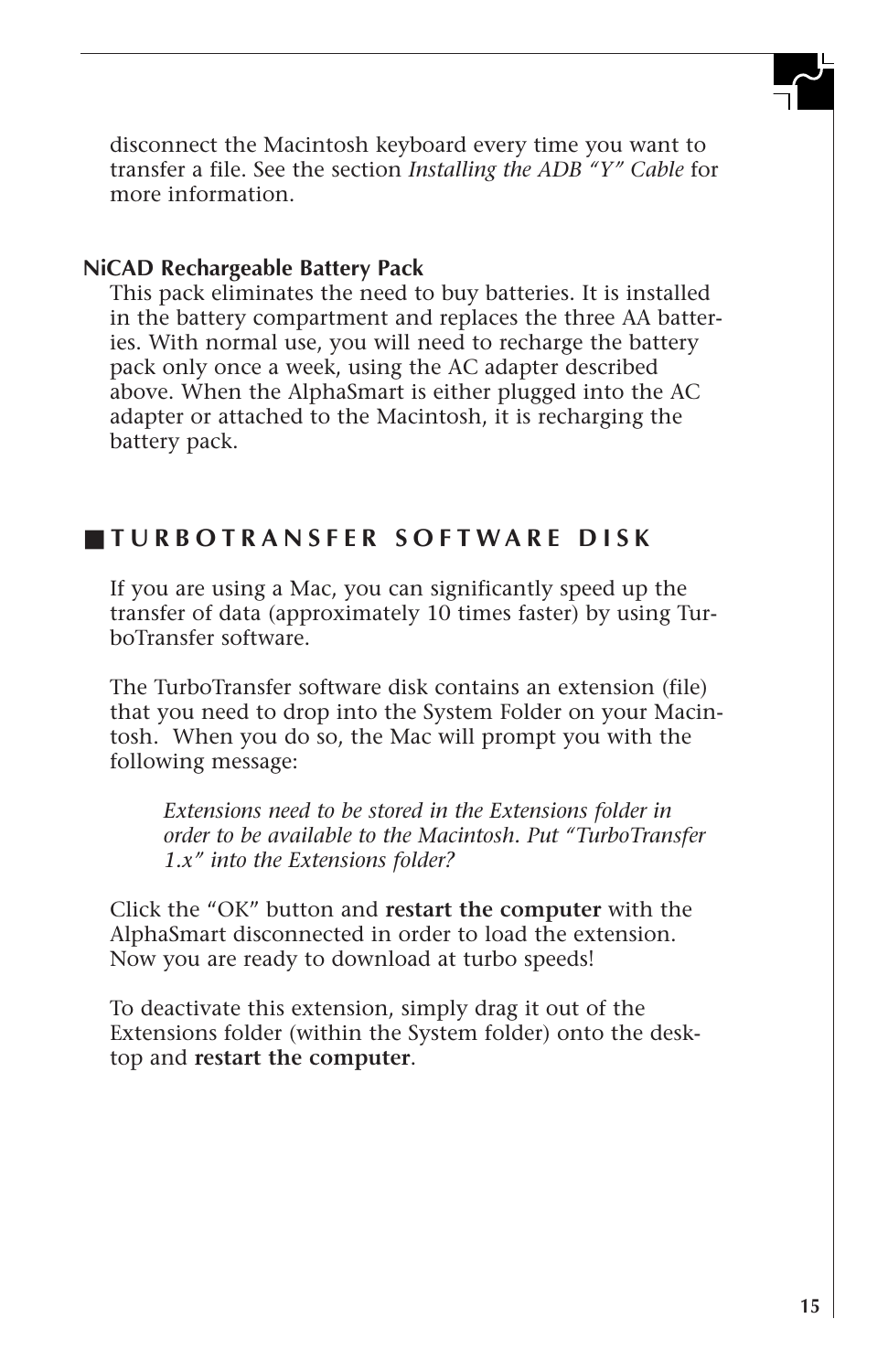disconnect the Macintosh keyboard every time you want to transfer a file. See the section *Installing the ADB "Y" Cable* for more information.

**NiCAD Rechargeable Battery Pack**

This pack eliminates the need to buy batteries. It is installed in the battery compartment and replaces the three AA batteries. With normal use, you will need to recharge the battery pack only once a week, using the AC adapter described above. When the AlphaSmart is either plugged into the AC adapter or attached to the Macintosh, it is recharging the battery pack.

## TURBOTRANSFER SOFTWARE DISK

If you are using a Mac, you can significantly speed up the transfer of data (approximately 10 times faster) by using TurboTransfer software.

The TurboTransfer software disk contains an extension (file) that you need to drop into the System Folder on your Macintosh. When you do so, the Mac will prompt you with the following message:

> *Extensions need to be stored in the Extensions folder in order to be available to the Macintosh. Put "TurboTransfer 1.x" into the Extensions folder?*

Click the "OK" button and **restart the computer** with the AlphaSmart disconnected in order to load the extension. Now you are ready to download at turbo speeds!

To deactivate this extension, simply drag it out of the Extensions folder (within the System folder) onto the desktop and **restart the computer**.